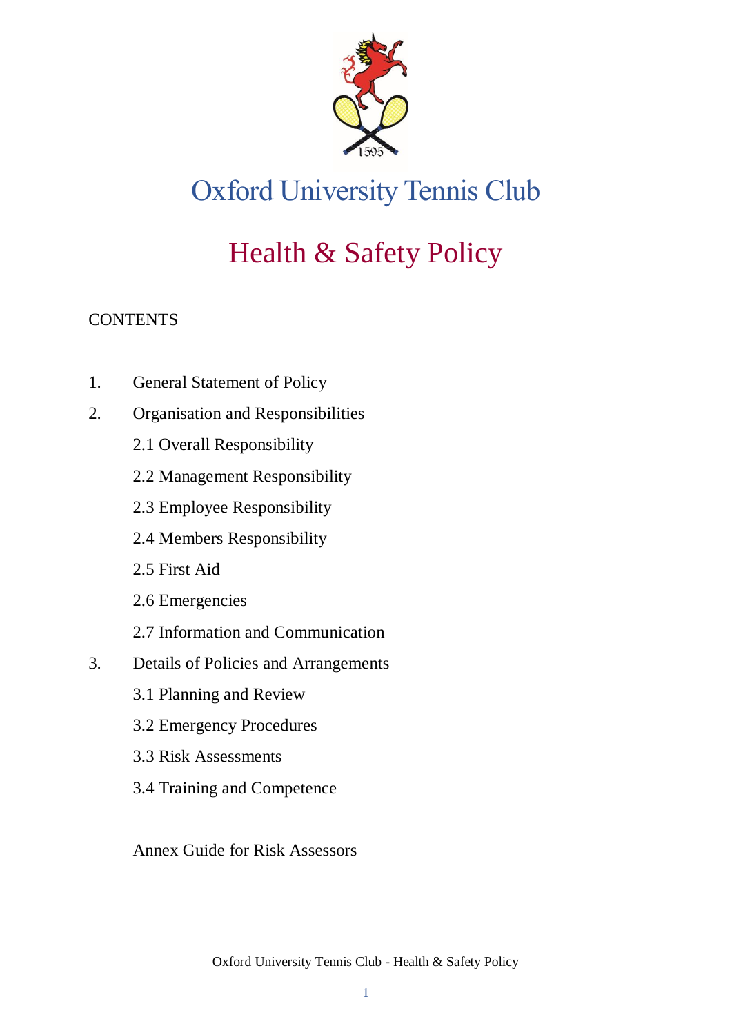# Oxford University Tennis Club

# Health & Safety Policy

CONTENTS

1. General Statement of Policy
2. Organisation and Responsibilities
   - 2.1 Overall Responsibility
   - 2.2 Management Responsibility
   - 2.3 Employee Responsibility
   - 2.4 Members Responsibility
   - 2.5 First Aid
   - 2.6 Emergencies
   - 2.7 Information and Communication
3. Details of Policies and Arrangements
   - 3.1 Planning and Review
   - 3.2 Emergency Procedures
   - 3.3 Risk Assessments
   - 3.4 Training and Competence

Annex Guide for Risk Assessors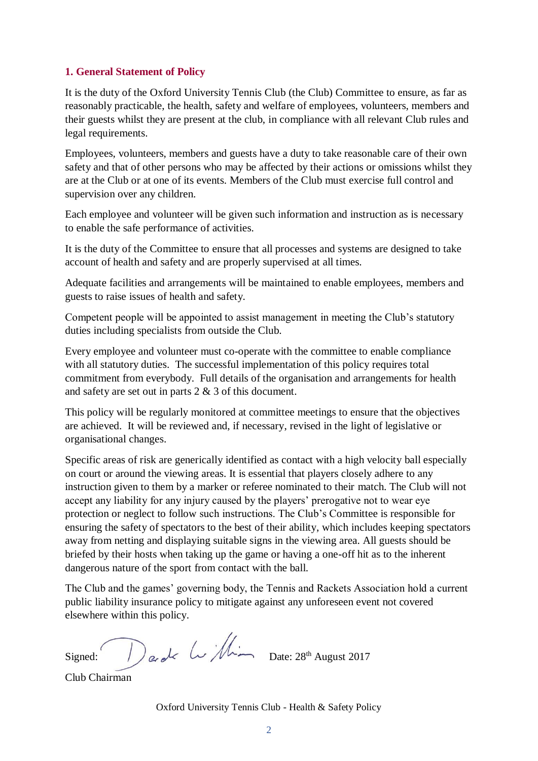## 1. General Statement of Policy

It is the duty of the Oxford University Tennis Club (the Club) Committee to ensure, as far as reasonably practicable, the health, safety and welfare of employees, volunteers, members and their guests whilst they are present at the club, in compliance with all relevant Club rules and legal requirements.

Employees, volunteers, members and guests have a duty to take reasonable care of their own safety and that of other persons who may be affected by their actions or omissions whilst they are at the Club or at one of its events. Members of the Club must exercise full control and supervision over any children.

Each employee and volunteer will be given such information and instruction as is necessary to enable the safe performance of activities.

It is the duty of the Committee to ensure that all processes and systems are designed to take account of health and safety and are properly supervised at all times.

Adequate facilities and arrangements will be maintained to enable employees, members and guests to raise issues of health and safety.

Competent people will be appointed to assist management in meeting the Club's statutory duties including specialists from outside the Club.

Every employee and volunteer must co-operate with the committee to enable compliance with all statutory duties. The successful implementation of this policy requires total commitment from everybody. Full details of the organisation and arrangements for health and safety are set out in parts 2 & 3 of this document.

This policy will be regularly monitored at committee meetings to ensure that the objectives are achieved. It will be reviewed and, if necessary, revised in the light of legislative or organisational changes.

Specific areas of risk are generically identified as contact with a high velocity ball especially on court or around the viewing areas. It is essential that players closely adhere to any instruction given to them by a marker or referee nominated to their match. The Club will not accept any liability for any injury caused by the players' prerogative not to wear eye protection or neglect to follow such instructions. The Club's Committee is responsible for ensuring the safety of spectators to the best of their ability, which includes keeping spectators away from netting and displaying suitable signs in the viewing area. All guests should be briefed by their hosts when taking up the game or having a one-off hit as to the inherent dangerous nature of the sport from contact with the ball.

The Club and the games' governing body, the Tennis and Rackets Association hold a current public liability insurance policy to mitigate against any unforeseen event not covered elsewhere within this policy.

Signed: Derek Williams Date: 28th August 2017

Club Chairman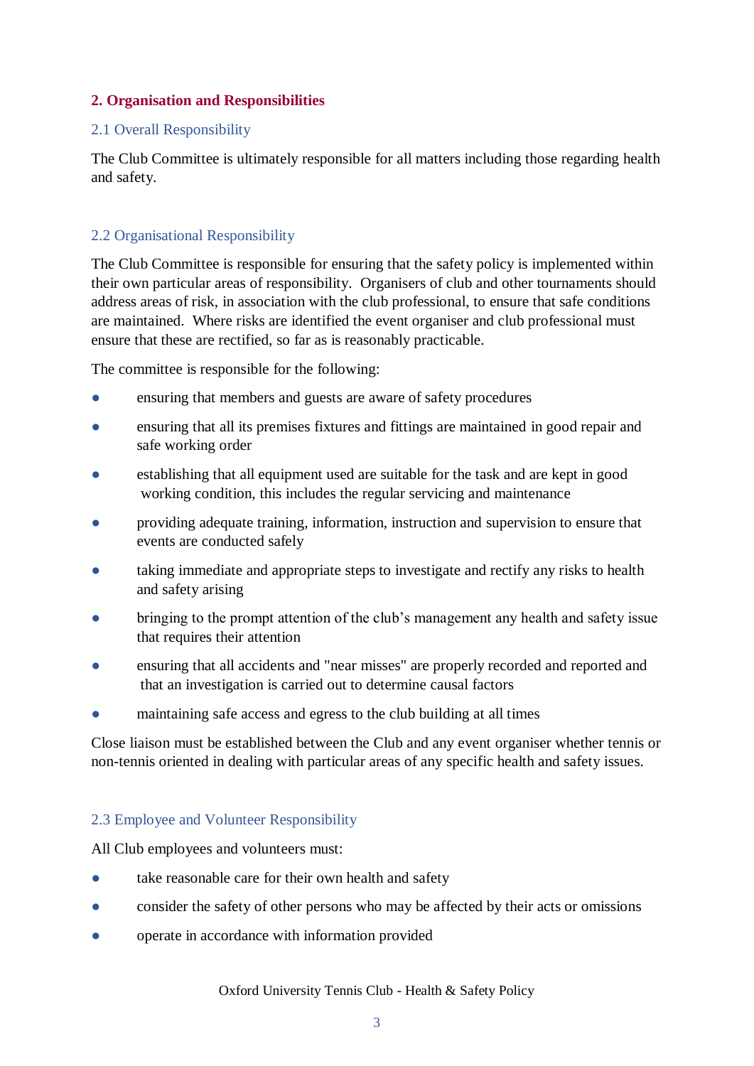## 2. Organisation and Responsibilities

### 2.1 Overall Responsibility

The Club Committee is ultimately responsible for all matters including those regarding health and safety.

### 2.2 Organisational Responsibility

The Club Committee is responsible for ensuring that the safety policy is implemented within their own particular areas of responsibility. Organisers of club and other tournaments should address areas of risk, in association with the club professional, to ensure that safe conditions are maintained. Where risks are identified the event organiser and club professional must ensure that these are rectified, so far as is reasonably practicable.

The committee is responsible for the following:

- ensuring that members and guests are aware of safety procedures
- ensuring that all its premises fixtures and fittings are maintained in good repair and safe working order
- establishing that all equipment used are suitable for the task and are kept in good working condition, this includes the regular servicing and maintenance
- providing adequate training, information, instruction and supervision to ensure that events are conducted safely
- taking immediate and appropriate steps to investigate and rectify any risks to health and safety arising
- bringing to the prompt attention of the club's management any health and safety issue that requires their attention
- ensuring that all accidents and "near misses" are properly recorded and reported and that an investigation is carried out to determine causal factors
- maintaining safe access and egress to the club building at all times

Close liaison must be established between the Club and any event organiser whether tennis or non-tennis oriented in dealing with particular areas of any specific health and safety issues.

### 2.3 Employee and Volunteer Responsibility

All Club employees and volunteers must:

- take reasonable care for their own health and safety
- consider the safety of other persons who may be affected by their acts or omissions
- operate in accordance with information provided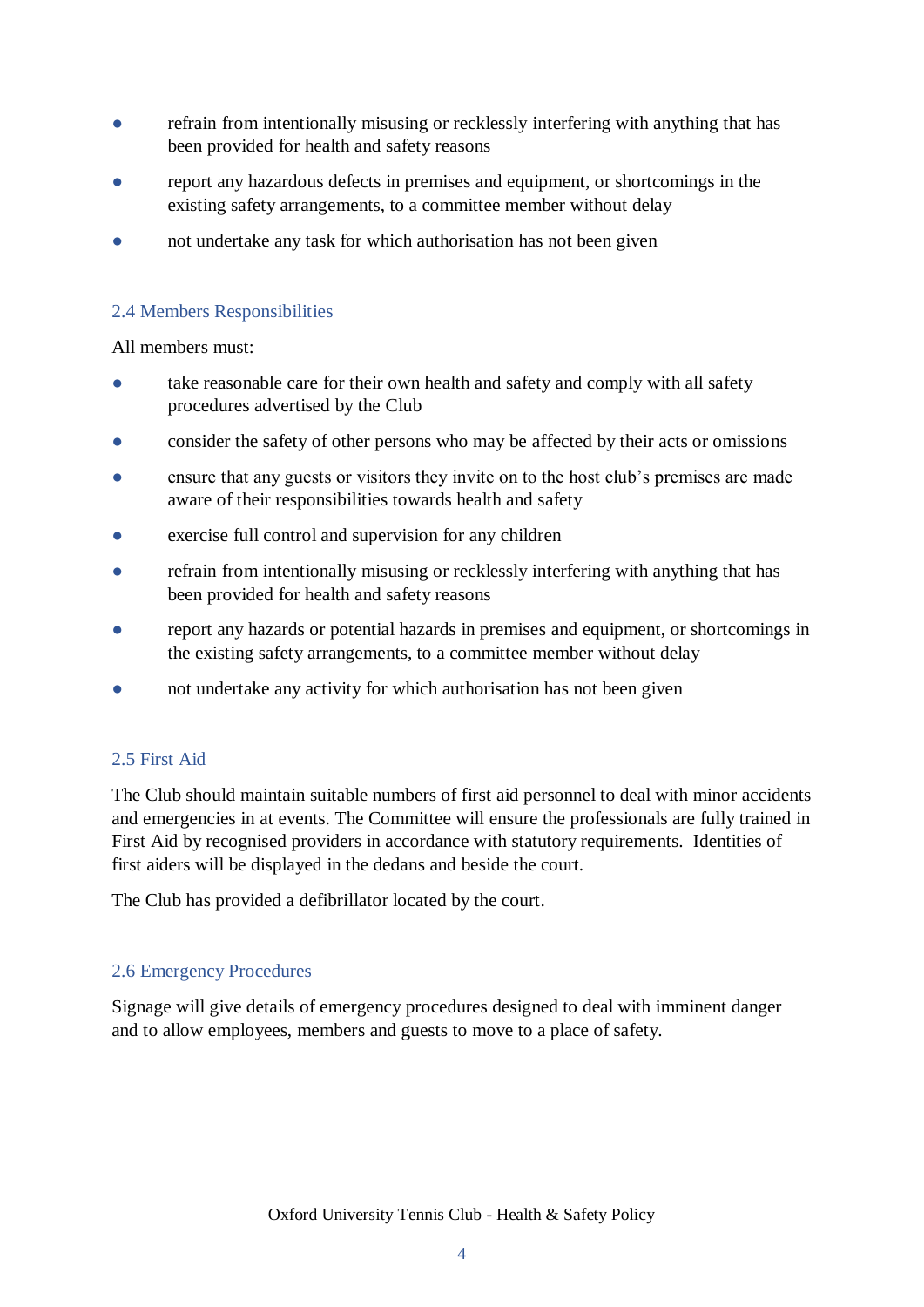- refrain from intentionally misusing or recklessly interfering with anything that has been provided for health and safety reasons
- report any hazardous defects in premises and equipment, or shortcomings in the existing safety arrangements, to a committee member without delay
- not undertake any task for which authorisation has not been given

### 2.4 Members Responsibilities

All members must:

- take reasonable care for their own health and safety and comply with all safety procedures advertised by the Club
- consider the safety of other persons who may be affected by their acts or omissions
- ensure that any guests or visitors they invite on to the host club's premises are made aware of their responsibilities towards health and safety
- exercise full control and supervision for any children
- refrain from intentionally misusing or recklessly interfering with anything that has been provided for health and safety reasons
- report any hazards or potential hazards in premises and equipment, or shortcomings in the existing safety arrangements, to a committee member without delay
- not undertake any activity for which authorisation has not been given

### 2.5 First Aid

The Club should maintain suitable numbers of first aid personnel to deal with minor accidents and emergencies in at events. The Committee will ensure the professionals are fully trained in First Aid by recognised providers in accordance with statutory requirements.  Identities of first aiders will be displayed in the dedans and beside the court.

The Club has provided a defibrillator located by the court.

### 2.6 Emergency Procedures

Signage will give details of emergency procedures designed to deal with imminent danger and to allow employees, members and guests to move to a place of safety.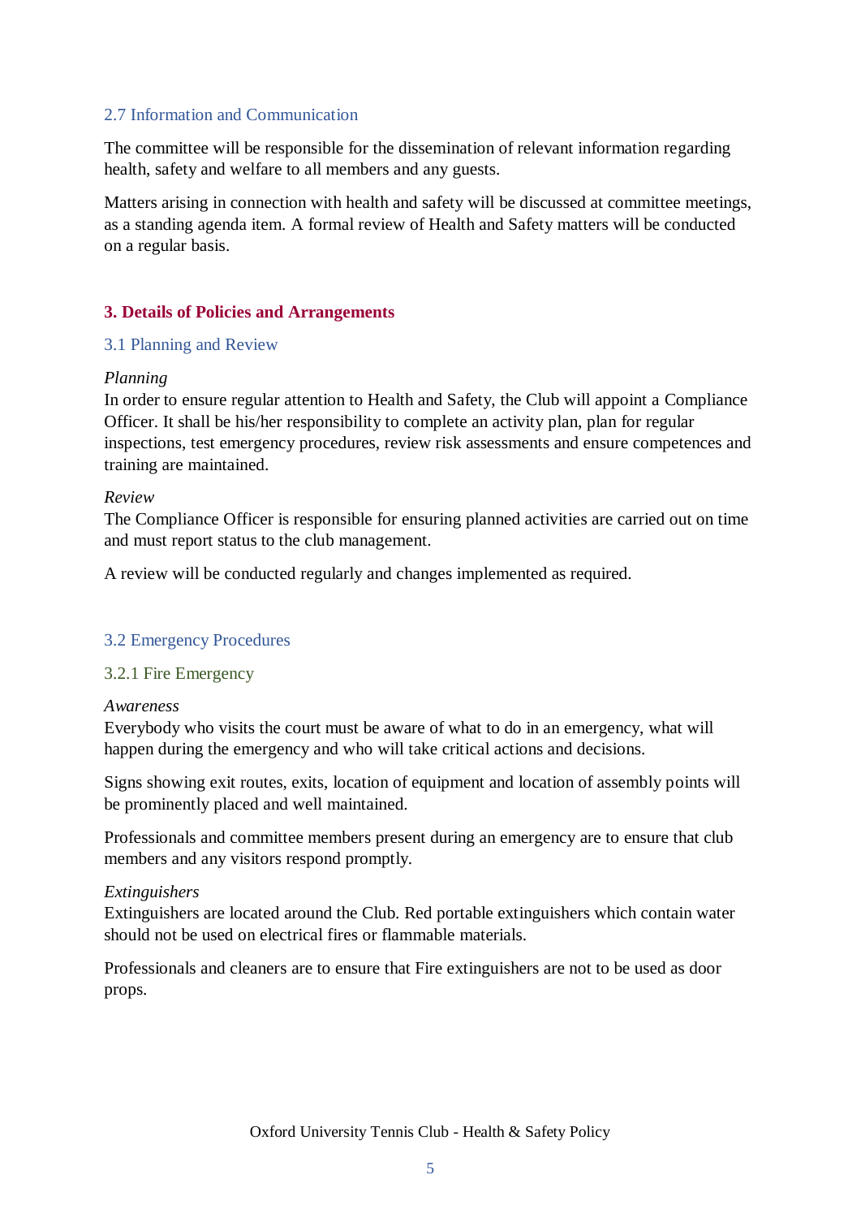### 2.7 Information and Communication

The committee will be responsible for the dissemination of relevant information regarding health, safety and welfare to all members and any guests.

Matters arising in connection with health and safety will be discussed at committee meetings, as a standing agenda item. A formal review of Health and Safety matters will be conducted on a regular basis.

## 3. Details of Policies and Arrangements

### 3.1 Planning and Review

*Planning*
In order to ensure regular attention to Health and Safety, the Club will appoint a Compliance Officer. It shall be his/her responsibility to complete an activity plan, plan for regular inspections, test emergency procedures, review risk assessments and ensure competences and training are maintained.

*Review*
The Compliance Officer is responsible for ensuring planned activities are carried out on time and must report status to the club management.

A review will be conducted regularly and changes implemented as required.

### 3.2 Emergency Procedures

#### 3.2.1 Fire Emergency

*Awareness*
Everybody who visits the court must be aware of what to do in an emergency, what will happen during the emergency and who will take critical actions and decisions.

Signs showing exit routes, exits, location of equipment and location of assembly points will be prominently placed and well maintained.

Professionals and committee members present during an emergency are to ensure that club members and any visitors respond promptly.

*Extinguishers*
Extinguishers are located around the Club. Red portable extinguishers which contain water should not be used on electrical fires or flammable materials.

Professionals and cleaners are to ensure that Fire extinguishers are not to be used as door props.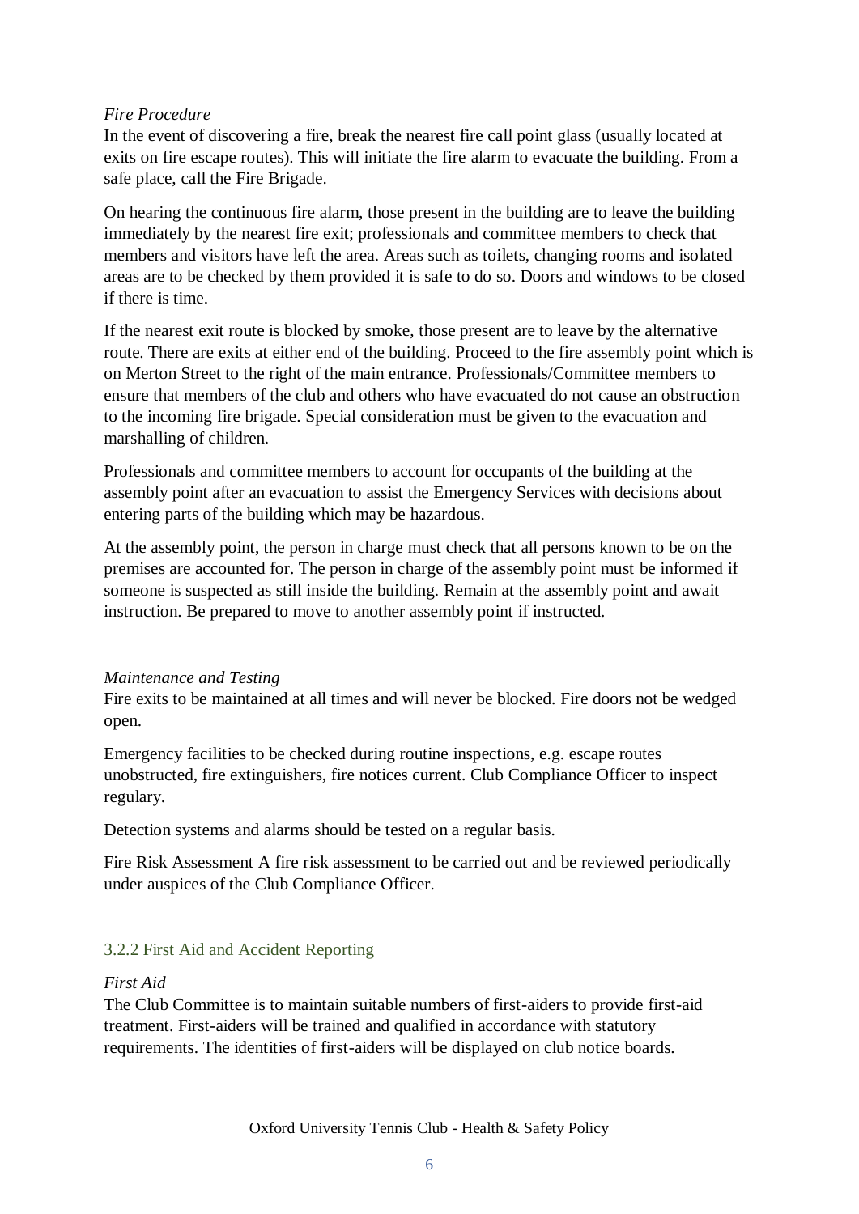*Fire Procedure*
In the event of discovering a fire, break the nearest fire call point glass (usually located at exits on fire escape routes). This will initiate the fire alarm to evacuate the building. From a safe place, call the Fire Brigade.

On hearing the continuous fire alarm, those present in the building are to leave the building immediately by the nearest fire exit; professionals and committee members to check that members and visitors have left the area. Areas such as toilets, changing rooms and isolated areas are to be checked by them provided it is safe to do so. Doors and windows to be closed if there is time.

If the nearest exit route is blocked by smoke, those present are to leave by the alternative route. There are exits at either end of the building. Proceed to the fire assembly point which is on Merton Street to the right of the main entrance. Professionals/Committee members to ensure that members of the club and others who have evacuated do not cause an obstruction to the incoming fire brigade. Special consideration must be given to the evacuation and marshalling of children.

Professionals and committee members to account for occupants of the building at the assembly point after an evacuation to assist the Emergency Services with decisions about entering parts of the building which may be hazardous.

At the assembly point, the person in charge must check that all persons known to be on the premises are accounted for. The person in charge of the assembly point must be informed if someone is suspected as still inside the building. Remain at the assembly point and await instruction. Be prepared to move to another assembly point if instructed.

*Maintenance and Testing*
Fire exits to be maintained at all times and will never be blocked. Fire doors not be wedged open.

Emergency facilities to be checked during routine inspections, e.g. escape routes unobstructed, fire extinguishers, fire notices current. Club Compliance Officer to inspect regulary.

Detection systems and alarms should be tested on a regular basis.

Fire Risk Assessment A fire risk assessment to be carried out and be reviewed periodically under auspices of the Club Compliance Officer.

### 3.2.2 First Aid and Accident Reporting

*First Aid*
The Club Committee is to maintain suitable numbers of first-aiders to provide first-aid treatment. First-aiders will be trained and qualified in accordance with statutory requirements. The identities of first-aiders will be displayed on club notice boards.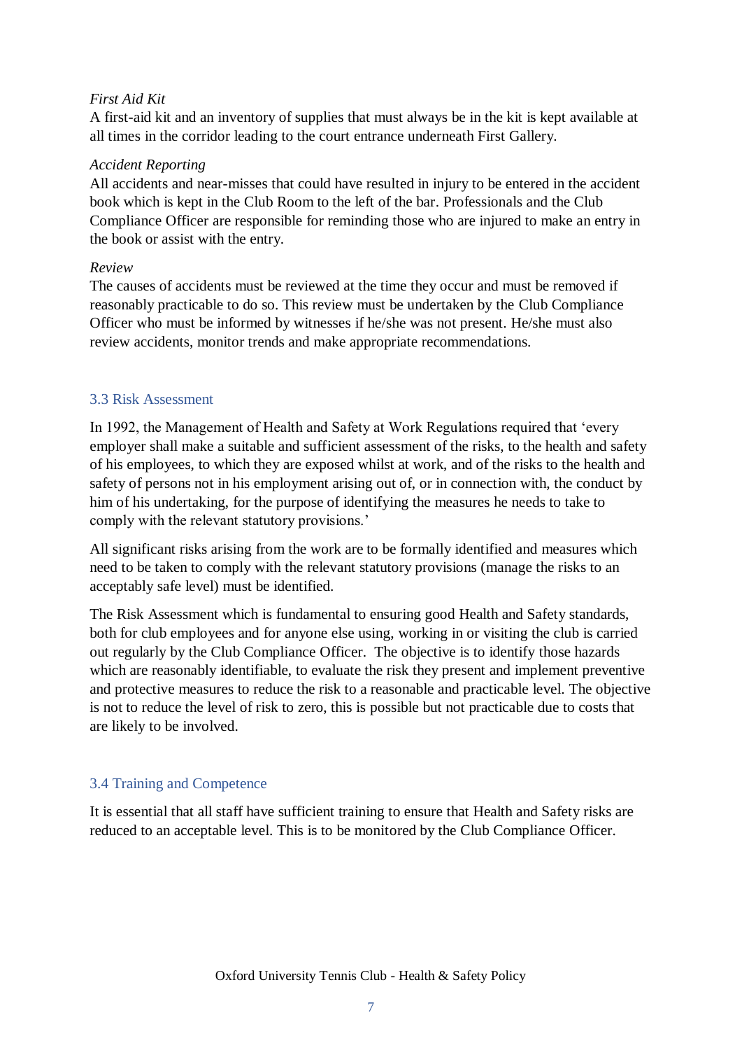*First Aid Kit*

A first-aid kit and an inventory of supplies that must always be in the kit is kept available at all times in the corridor leading to the court entrance underneath First Gallery.

*Accident Reporting*

All accidents and near-misses that could have resulted in injury to be entered in the accident book which is kept in the Club Room to the left of the bar. Professionals and the Club Compliance Officer are responsible for reminding those who are injured to make an entry in the book or assist with the entry.

*Review*

The causes of accidents must be reviewed at the time they occur and must be removed if reasonably practicable to do so. This review must be undertaken by the Club Compliance Officer who must be informed by witnesses if he/she was not present. He/she must also review accidents, monitor trends and make appropriate recommendations.

## 3.3 Risk Assessment

In 1992, the Management of Health and Safety at Work Regulations required that 'every employer shall make a suitable and sufficient assessment of the risks, to the health and safety of his employees, to which they are exposed whilst at work, and of the risks to the health and safety of persons not in his employment arising out of, or in connection with, the conduct by him of his undertaking, for the purpose of identifying the measures he needs to take to comply with the relevant statutory provisions.'

All significant risks arising from the work are to be formally identified and measures which need to be taken to comply with the relevant statutory provisions (manage the risks to an acceptably safe level) must be identified.

The Risk Assessment which is fundamental to ensuring good Health and Safety standards, both for club employees and for anyone else using, working in or visiting the club is carried out regularly by the Club Compliance Officer. The objective is to identify those hazards which are reasonably identifiable, to evaluate the risk they present and implement preventive and protective measures to reduce the risk to a reasonable and practicable level. The objective is not to reduce the level of risk to zero, this is possible but not practicable due to costs that are likely to be involved.

## 3.4 Training and Competence

It is essential that all staff have sufficient training to ensure that Health and Safety risks are reduced to an acceptable level. This is to be monitored by the Club Compliance Officer.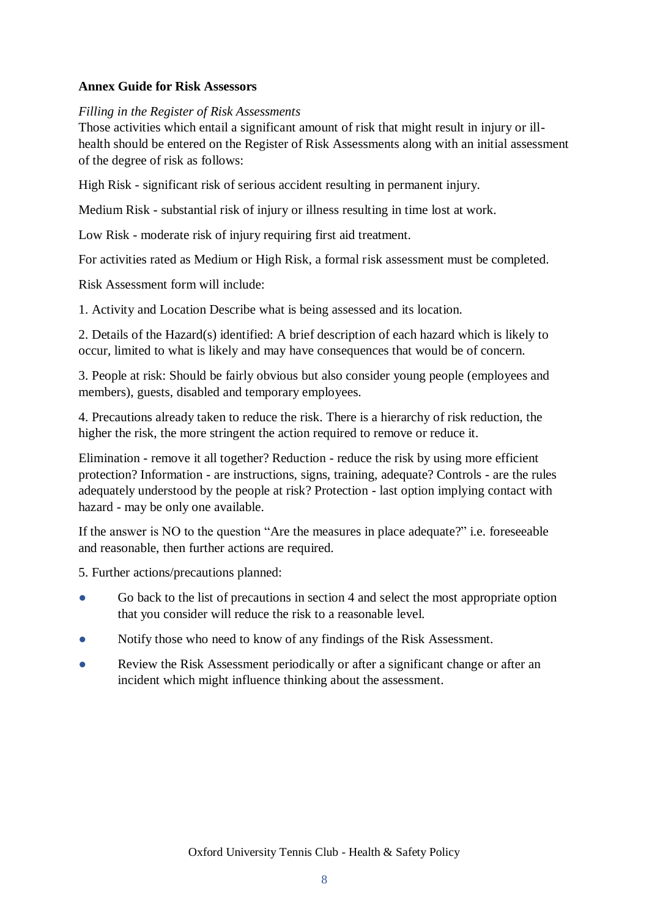**Annex Guide for Risk Assessors**

*Filling in the Register of Risk Assessments*

Those activities which entail a significant amount of risk that might result in injury or ill-health should be entered on the Register of Risk Assessments along with an initial assessment of the degree of risk as follows:

High Risk - significant risk of serious accident resulting in permanent injury.

Medium Risk - substantial risk of injury or illness resulting in time lost at work.

Low Risk - moderate risk of injury requiring first aid treatment.

For activities rated as Medium or High Risk, a formal risk assessment must be completed.

Risk Assessment form will include:

1. Activity and Location Describe what is being assessed and its location.

2. Details of the Hazard(s) identified: A brief description of each hazard which is likely to occur, limited to what is likely and may have consequences that would be of concern.

3. People at risk: Should be fairly obvious but also consider young people (employees and members), guests, disabled and temporary employees.

4. Precautions already taken to reduce the risk. There is a hierarchy of risk reduction, the higher the risk, the more stringent the action required to remove or reduce it.

Elimination - remove it all together? Reduction - reduce the risk by using more efficient protection? Information - are instructions, signs, training, adequate? Controls - are the rules adequately understood by the people at risk? Protection - last option implying contact with hazard - may be only one available.

If the answer is NO to the question "Are the measures in place adequate?" i.e. foreseeable and reasonable, then further actions are required.

5. Further actions/precautions planned:

- Go back to the list of precautions in section 4 and select the most appropriate option that you consider will reduce the risk to a reasonable level.
- Notify those who need to know of any findings of the Risk Assessment.
- Review the Risk Assessment periodically or after a significant change or after an incident which might influence thinking about the assessment.